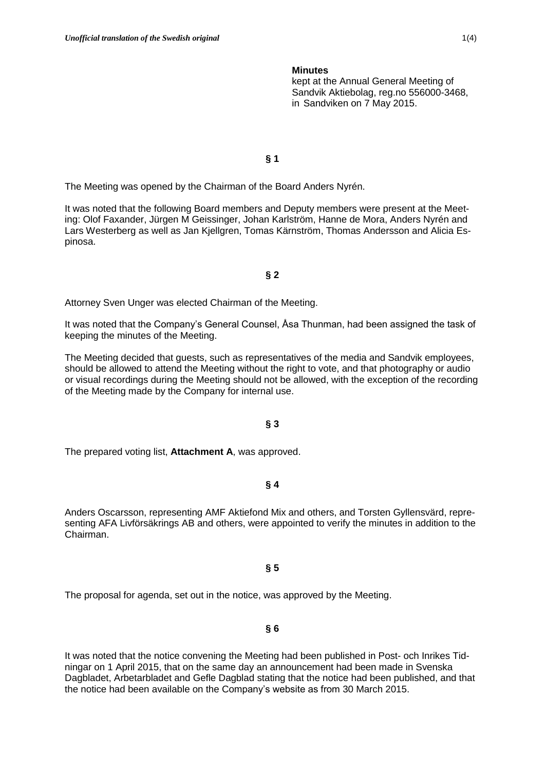*Unofficial translation of the Swedish original*

**Minutes**
kept at the Annual General Meeting of Sandvik Aktiebolag, reg.no 556000-3468, in Sandviken on 7 May 2015.

**§ 1**

The Meeting was opened by the Chairman of the Board Anders Nyrén.

It was noted that the following Board members and Deputy members were present at the Meeting: Olof Faxander, Jürgen M Geissinger, Johan Karlström, Hanne de Mora, Anders Nyrén and Lars Westerberg as well as Jan Kjellgren, Tomas Kärnström, Thomas Andersson and Alicia Espinosa.

**§ 2**

Attorney Sven Unger was elected Chairman of the Meeting.

It was noted that the Company's General Counsel, Åsa Thunman, had been assigned the task of keeping the minutes of the Meeting.

The Meeting decided that guests, such as representatives of the media and Sandvik employees, should be allowed to attend the Meeting without the right to vote, and that photography or audio or visual recordings during the Meeting should not be allowed, with the exception of the recording of the Meeting made by the Company for internal use.

**§ 3**

The prepared voting list, **Attachment A**, was approved.

**§ 4**

Anders Oscarsson, representing AMF Aktiefond Mix and others, and Torsten Gyllensvärd, representing AFA Livförsäkrings AB and others, were appointed to verify the minutes in addition to the Chairman.

**§ 5**

The proposal for agenda, set out in the notice, was approved by the Meeting.

**§ 6**

It was noted that the notice convening the Meeting had been published in Post- och Inrikes Tidningar on 1 April 2015, that on the same day an announcement had been made in Svenska Dagbladet, Arbetarbladet and Gefle Dagblad stating that the notice had been published, and that the notice had been available on the Company's website as from 30 March 2015.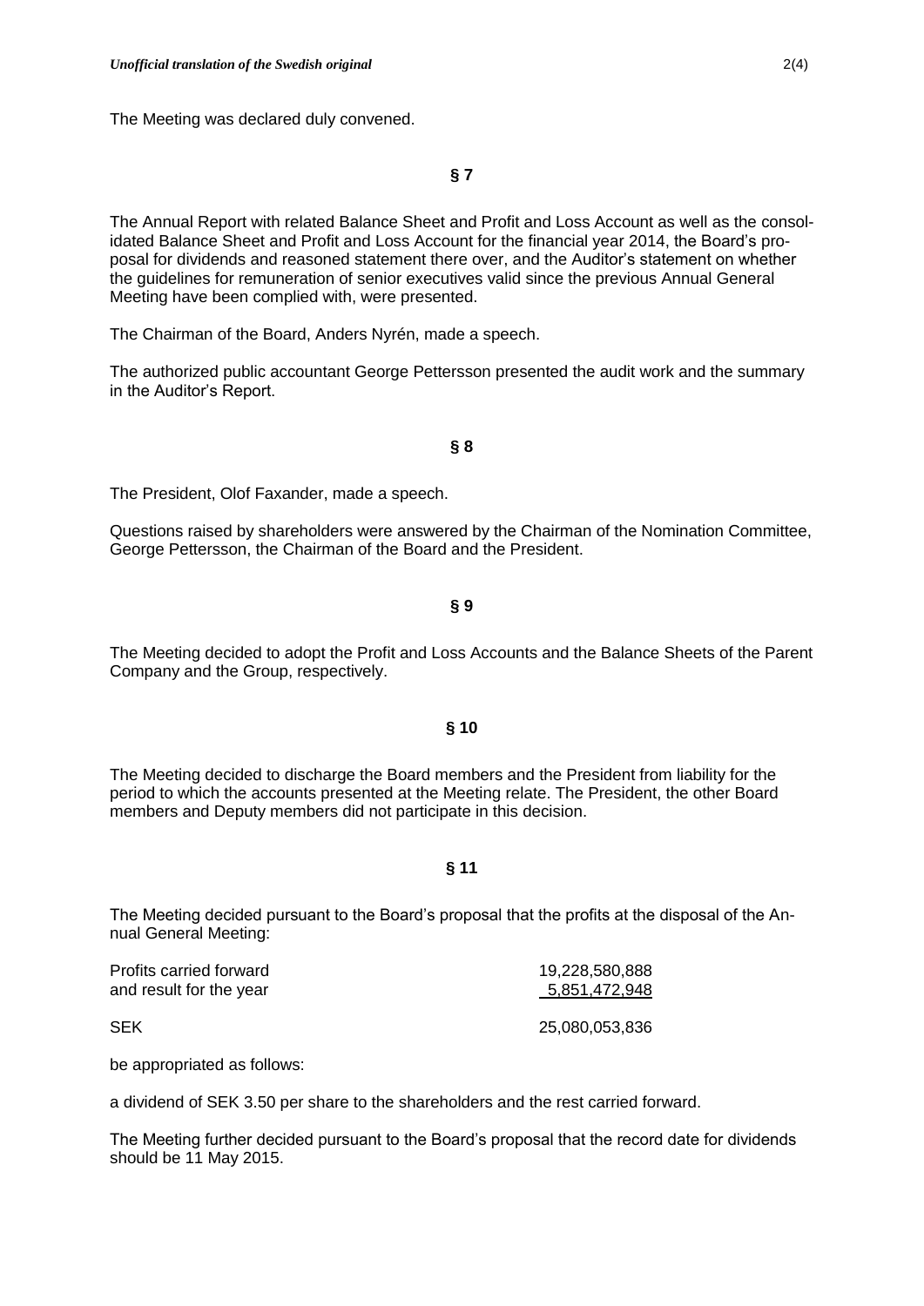The Meeting was declared duly convened.

## § 7

The Annual Report with related Balance Sheet and Profit and Loss Account as well as the consolidated Balance Sheet and Profit and Loss Account for the financial year 2014, the Board's proposal for dividends and reasoned statement there over, and the Auditor's statement on whether the guidelines for remuneration of senior executives valid since the previous Annual General Meeting have been complied with, were presented.

The Chairman of the Board, Anders Nyrén, made a speech.

The authorized public accountant George Pettersson presented the audit work and the summary in the Auditor's Report.

## § 8

The President, Olof Faxander, made a speech.

Questions raised by shareholders were answered by the Chairman of the Nomination Committee, George Pettersson, the Chairman of the Board and the President.

## § 9

The Meeting decided to adopt the Profit and Loss Accounts and the Balance Sheets of the Parent Company and the Group, respectively.

## § 10

The Meeting decided to discharge the Board members and the President from liability for the period to which the accounts presented at the Meeting relate. The President, the other Board members and Deputy members did not participate in this decision.

## § 11

The Meeting decided pursuant to the Board's proposal that the profits at the disposal of the Annual General Meeting:

| | |
|---|---|
| Profits carried forward | 19,228,580,888 |
| and result for the year | 5,851,472,948 |
| SEK | 25,080,053,836 |

be appropriated as follows:

a dividend of SEK 3.50 per share to the shareholders and the rest carried forward.

The Meeting further decided pursuant to the Board's proposal that the record date for dividends should be 11 May 2015.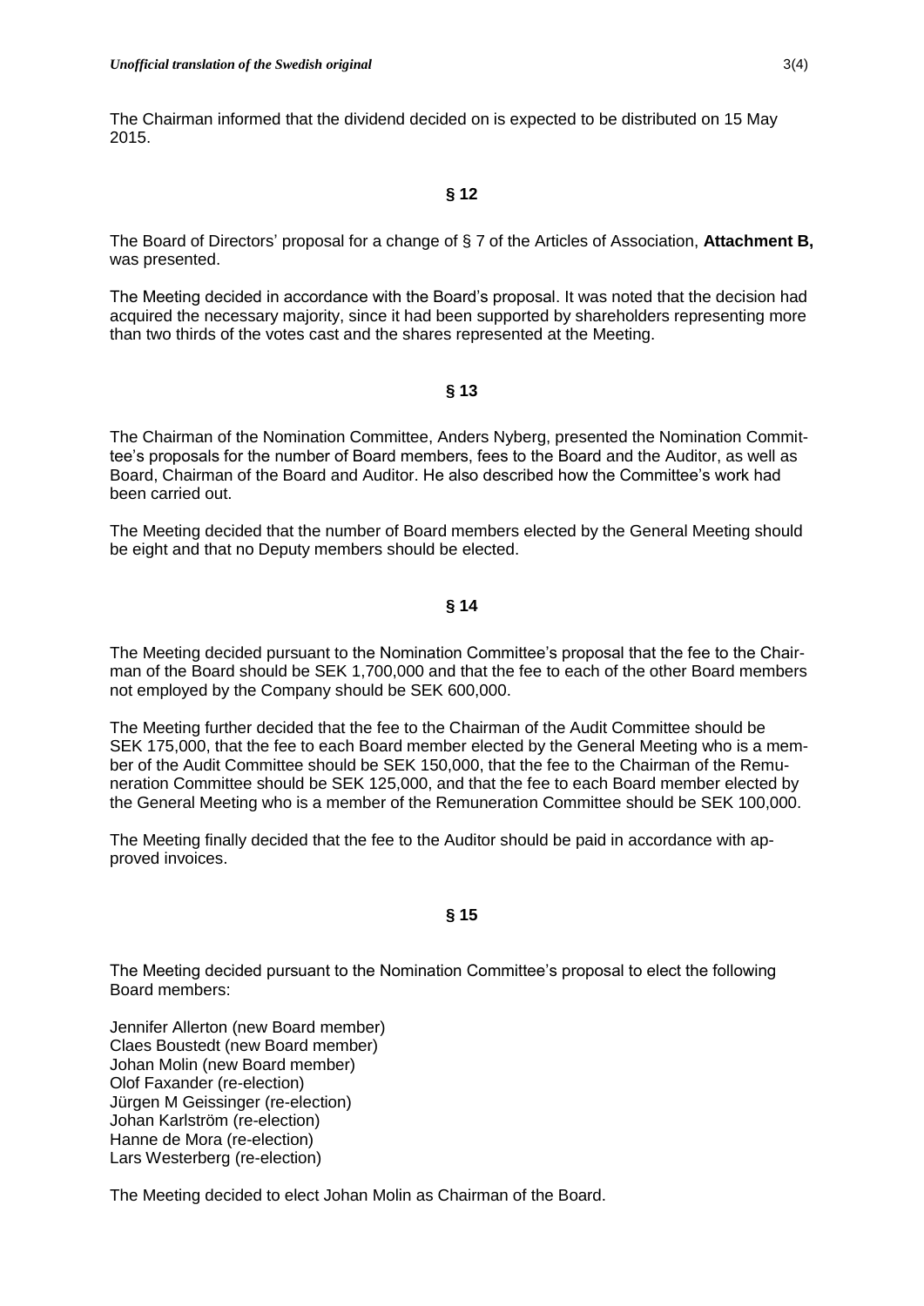The Chairman informed that the dividend decided on is expected to be distributed on 15 May 2015.

**§ 12**

The Board of Directors' proposal for a change of § 7 of the Articles of Association, **Attachment B,** was presented.

The Meeting decided in accordance with the Board's proposal. It was noted that the decision had acquired the necessary majority, since it had been supported by shareholders representing more than two thirds of the votes cast and the shares represented at the Meeting.

**§ 13**

The Chairman of the Nomination Committee, Anders Nyberg, presented the Nomination Committee's proposals for the number of Board members, fees to the Board and the Auditor, as well as Board, Chairman of the Board and Auditor. He also described how the Committee's work had been carried out.

The Meeting decided that the number of Board members elected by the General Meeting should be eight and that no Deputy members should be elected.

**§ 14**

The Meeting decided pursuant to the Nomination Committee's proposal that the fee to the Chairman of the Board should be SEK 1,700,000 and that the fee to each of the other Board members not employed by the Company should be SEK 600,000.

The Meeting further decided that the fee to the Chairman of the Audit Committee should be SEK 175,000, that the fee to each Board member elected by the General Meeting who is a member of the Audit Committee should be SEK 150,000, that the fee to the Chairman of the Remuneration Committee should be SEK 125,000, and that the fee to each Board member elected by the General Meeting who is a member of the Remuneration Committee should be SEK 100,000.

The Meeting finally decided that the fee to the Auditor should be paid in accordance with approved invoices.

**§ 15**

The Meeting decided pursuant to the Nomination Committee's proposal to elect the following Board members:

Jennifer Allerton (new Board member)
Claes Boustedt (new Board member)
Johan Molin (new Board member)
Olof Faxander (re-election)
Jürgen M Geissinger (re-election)
Johan Karlström (re-election)
Hanne de Mora (re-election)
Lars Westerberg (re-election)

The Meeting decided to elect Johan Molin as Chairman of the Board.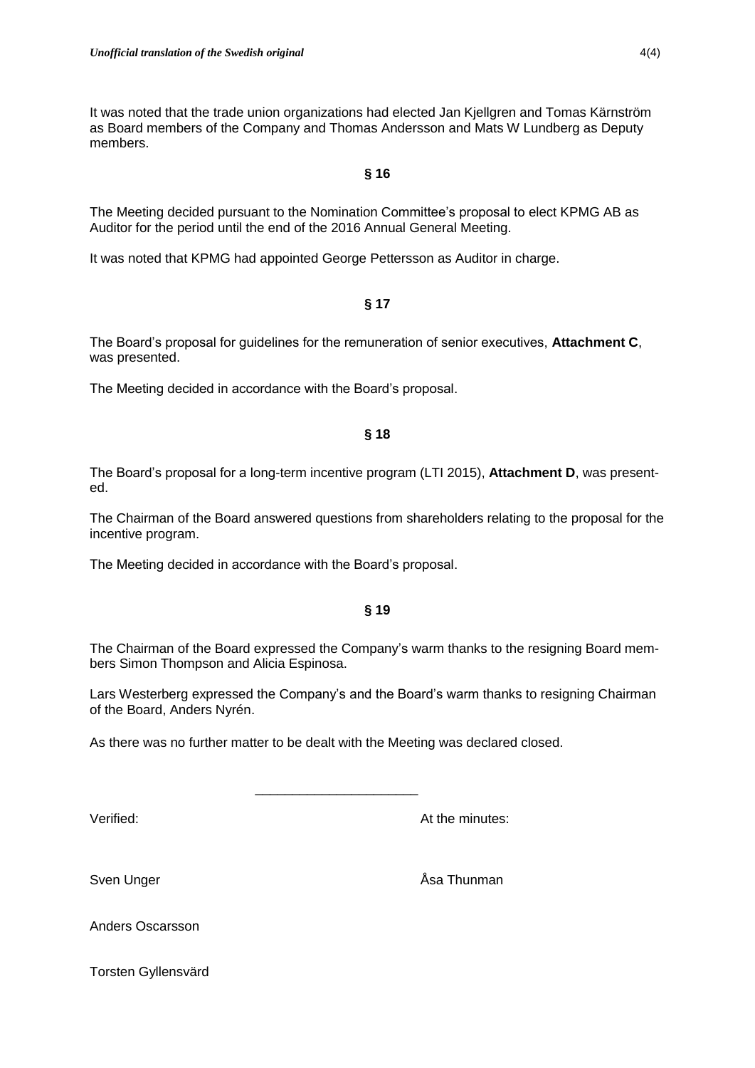It was noted that the trade union organizations had elected Jan Kjellgren and Tomas Kärnström as Board members of the Company and Thomas Andersson and Mats W Lundberg as Deputy members.

**§ 16**

The Meeting decided pursuant to the Nomination Committee's proposal to elect KPMG AB as Auditor for the period until the end of the 2016 Annual General Meeting.

It was noted that KPMG had appointed George Pettersson as Auditor in charge.

**§ 17**

The Board's proposal for guidelines for the remuneration of senior executives, **Attachment C**, was presented.

The Meeting decided in accordance with the Board's proposal.

**§ 18**

The Board's proposal for a long-term incentive program (LTI 2015), **Attachment D**, was presented.

The Chairman of the Board answered questions from shareholders relating to the proposal for the incentive program.

The Meeting decided in accordance with the Board's proposal.

**§ 19**

The Chairman of the Board expressed the Company's warm thanks to the resigning Board members Simon Thompson and Alicia Espinosa.

Lars Westerberg expressed the Company's and the Board's warm thanks to resigning Chairman of the Board, Anders Nyrén.

As there was no further matter to be dealt with the Meeting was declared closed.

______________________

Verified: At the minutes:

Sven Unger Åsa Thunman

Anders Oscarsson

Torsten Gyllensvärd